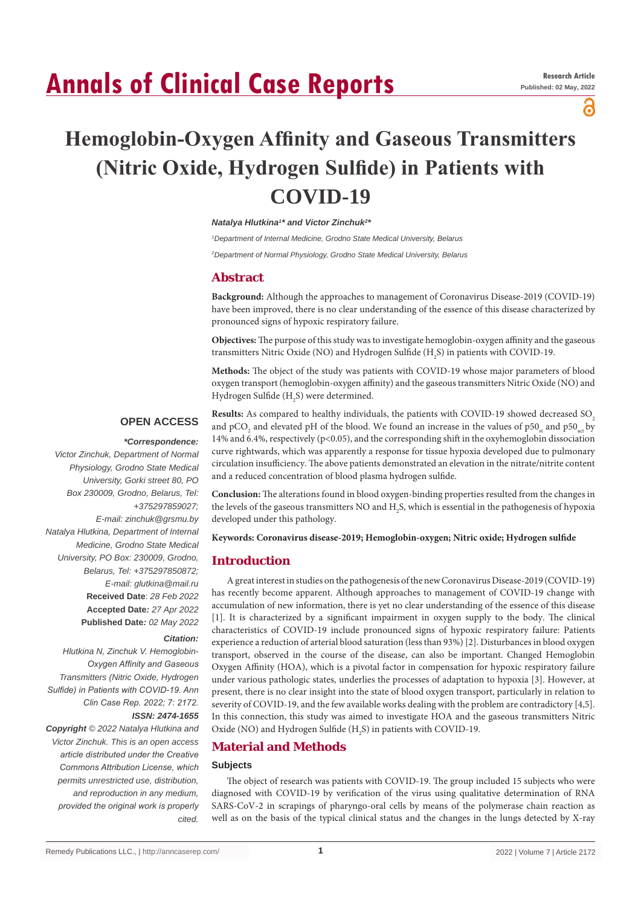# Annals of Clinical Case Reports

**Research Article**

**Published: 02 May, 2022**

# Hemoglobin-Oxygen Affinity and Gaseous Transmitters (Nitric Oxide, Hydrogen Sulfide) in Patients with COVID-19

***Natalya Hlutkina[1]\* and Victor Zinchuk[2]\****

*[1]Department of Internal Medicine, Grodno State Medical University, Belarus*

*[2]Department of Normal Physiology, Grodno State Medical University, Belarus*

## Abstract

**Background:** Although the approaches to management of Coronavirus Disease-2019 (COVID-19) have been improved, there is no clear understanding of the essence of this disease characterized by pronounced signs of hypoxic respiratory failure.

**Objectives:** The purpose of this study was to investigate hemoglobin-oxygen affinity and the gaseous transmitters Nitric Oxide (NO) and Hydrogen Sulfide ($H_2S$) in patients with COVID-19.

**Methods:** The object of the study was patients with COVID-19 whose major parameters of blood oxygen transport (hemoglobin-oxygen affinity) and the gaseous transmitters Nitric Oxide (NO) and Hydrogen Sulfide ($H_2S$) were determined.

**Results:** As compared to healthy individuals, the patients with COVID-19 showed decreased $SO_2$ and $pCO_2$ and elevated pH of the blood. We found an increase in the values of $p50_{st}$ and $p50_{act}$ by 14% and 6.4%, respectively ($p<0.05$), and the corresponding shift in the oxyhemoglobin dissociation curve rightwards, which was apparently a response for tissue hypoxia developed due to pulmonary circulation insufficiency. The above patients demonstrated an elevation in the nitrate/nitrite content and a reduced concentration of blood plasma hydrogen sulfide.

**Conclusion:** The alterations found in blood oxygen-binding properties resulted from the changes in the levels of the gaseous transmitters NO and $H_2S$, which is essential in the pathogenesis of hypoxia developed under this pathology.

**Keywords: Coronavirus disease-2019; Hemoglobin-oxygen; Nitric oxide; Hydrogen sulfide**

**OPEN ACCESS**

***\*Correspondence:***

*Victor Zinchuk, Department of Normal Physiology, Grodno State Medical University, Gorki street 80, PO Box 230009, Grodno, Belarus, Tel: +375297859027;*

*E-mail: zinchuk@grsmu.by*

*Natalya Hlutkina, Department of Internal Medicine, Grodno State Medical University, PO Box: 230009, Grodno, Belarus, Tel: +375297850872;*

*E-mail: glutkina@mail.ru*

**Received Date**: *28 Feb 2022*

**Accepted Date***: 27 Apr 2022*

**Published Date***: 02 May 2022*

***Citation:***

*Hlutkina N, Zinchuk V. Hemoglobin-Oxygen Affinity and Gaseous Transmitters (Nitric Oxide, Hydrogen Sulfide) in Patients with COVID-19. Ann Clin Case Rep. 2022; 7: 2172.*

***ISSN: 2474-1655***

***Copyright*** *© 2022 Natalya Hlutkina and Victor Zinchuk. This is an open access article distributed under the Creative Commons Attribution License, which permits unrestricted use, distribution, and reproduction in any medium, provided the original work is properly cited.*

## Introduction

A great interest in studies on the pathogenesis of the new Coronavirus Disease-2019 (COVID-19) has recently become apparent. Although approaches to management of COVID-19 change with accumulation of new information, there is yet no clear understanding of the essence of this disease [1]. It is characterized by a significant impairment in oxygen supply to the body. The clinical characteristics of COVID-19 include pronounced signs of hypoxic respiratory failure: Patients experience a reduction of arterial blood saturation (less than 93%) [2]. Disturbances in blood oxygen transport, observed in the course of the disease, can also be important. Changed Hemoglobin Oxygen Affinity (HOA), which is a pivotal factor in compensation for hypoxic respiratory failure under various pathologic states, underlies the processes of adaptation to hypoxia [3]. However, at present, there is no clear insight into the state of blood oxygen transport, particularly in relation to severity of COVID-19, and the few available works dealing with the problem are contradictory [4,5]. In this connection, this study was aimed to investigate HOA and the gaseous transmitters Nitric Oxide (NO) and Hydrogen Sulfide ($H_2S$) in patients with COVID-19.

## Material and Methods

### Subjects

The object of research was patients with COVID-19. The group included 15 subjects who were diagnosed with COVID-19 by verification of the virus using qualitative determination of RNA SARS-CoV-2 in scrapings of pharyngo-oral cells by means of the polymerase chain reaction as well as on the basis of the typical clinical status and the changes in the lungs detected by X-ray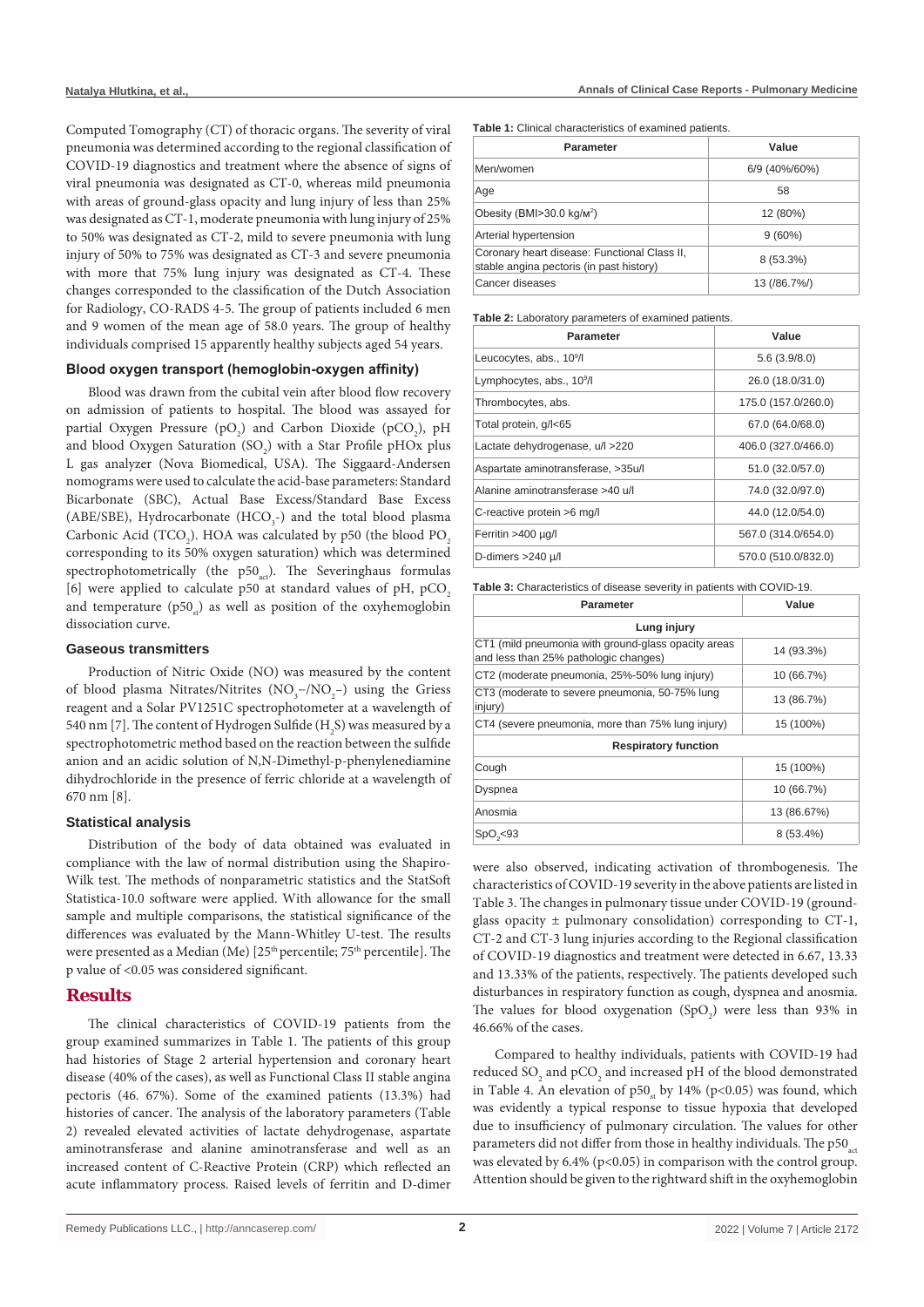Computed Tomography (CT) of thoracic organs. The severity of viral pneumonia was determined according to the regional classification of COVID-19 diagnostics and treatment where the absence of signs of viral pneumonia was designated as CT-0, whereas mild pneumonia with areas of ground-glass opacity and lung injury of less than 25% was designated as CT-1, moderate pneumonia with lung injury of 25% to 50% was designated as CT-2, mild to severe pneumonia with lung injury of 50% to 75% was designated as CT-3 and severe pneumonia with more that 75% lung injury was designated as CT-4. These changes corresponded to the classification of the Dutch Association for Radiology, CO-RADS 4-5. The group of patients included 6 men and 9 women of the mean age of 58.0 years. The group of healthy individuals comprised 15 apparently healthy subjects aged 54 years.

### Blood oxygen transport (hemoglobin-oxygen affinity)

Blood was drawn from the cubital vein after blood flow recovery on admission of patients to hospital. The blood was assayed for partial Oxygen Pressure ($pO_2$) and Carbon Dioxide ($pCO_2$), pH and blood Oxygen Saturation ($SO_2$) with a Star Profile pHOx plus L gas analyzer (Nova Biomedical, USA). The Siggaard-Andersen nomograms were used to calculate the acid-base parameters: Standard Bicarbonate (SBC), Actual Base Excess/Standard Base Excess (ABE/SBE), Hydrocarbonate ($HCO_3$-) and the total blood plasma Carbonic Acid ($TCO_2$). HOA was calculated by p50 (the blood $PO_2$ corresponding to its 50% oxygen saturation) which was determined spectrophotometrically (the $p50_{act}$). The Severinghaus formulas [6] were applied to calculate p50 at standard values of pH, $pCO_2$ and temperature ($p50_{st}$) as well as position of the oxyhemoglobin dissociation curve.

### Gaseous transmitters

Production of Nitric Oxide (NO) was measured by the content of blood plasma Nitrates/Nitrites ($NO_3^-/NO_2^-$) using the Griess reagent and a Solar PV1251C spectrophotometer at a wavelength of 540 nm [7]. The content of Hydrogen Sulfide ($H_2S$) was measured by a spectrophotometric method based on the reaction between the sulfide anion and an acidic solution of N,N-Dimethyl-p-phenylenediamine dihydrochloride in the presence of ferric chloride at a wavelength of 670 nm [8].

### Statistical analysis

Distribution of the body of data obtained was evaluated in compliance with the law of normal distribution using the Shapiro-Wilk test. The methods of nonparametric statistics and the StatSoft Statistica-10.0 software were applied. With allowance for the small sample and multiple comparisons, the statistical significance of the differences was evaluated by the Mann-Whitley U-test. The results were presented as a Median (Me) [25th percentile; 75th percentile]. The p value of <0.05 was considered significant.

## Results

The clinical characteristics of COVID-19 patients from the group examined summarizes in Table 1. The patients of this group had histories of Stage 2 arterial hypertension and coronary heart disease (40% of the cases), as well as Functional Class II stable angina pectoris (46. 67%). Some of the examined patients (13.3%) had histories of cancer. The analysis of the laboratory parameters (Table 2) revealed elevated activities of lactate dehydrogenase, aspartate aminotransferase and alanine aminotransferase and well as an increased content of C-Reactive Protein (CRP) which reflected an acute inflammatory process. Raised levels of ferritin and D-dimer were also observed, indicating activation of thrombogenesis. The characteristics of COVID-19 severity in the above patients are listed in Table 3. The changes in pulmonary tissue under COVID-19 (ground-glass opacity ± pulmonary consolidation) corresponding to CT-1, CT-2 and CT-3 lung injuries according to the Regional classification of COVID-19 diagnostics and treatment were detected in 6.67, 13.33 and 13.33% of the patients, respectively. The patients developed such disturbances in respiratory function as cough, dyspnea and anosmia. The values for blood oxygenation ($SpO_2$) were less than 93% in 46.66% of the cases.

Compared to healthy individuals, patients with COVID-19 had reduced $SO_2$ and $pCO_2$ and increased pH of the blood demonstrated in Table 4. An elevation of $p50_{st}$ by 14% ($p<0.05$) was found, which was evidently a typical response to tissue hypoxia that developed due to insufficiency of pulmonary circulation. The values for other parameters did not differ from those in healthy individuals. The $p50_{act}$ was elevated by 6.4% ($p<0.05$) in comparison with the control group. Attention should be given to the rightward shift in the oxyhemoglobin

**Table 1:** Clinical characteristics of examined patients.

| Parameter | Value |
|---|---|
| Men/women | 6/9 (40%/60%) |
| Age | 58 |
| Obesity (BMI>30.0 kg/м$^2$) | 12 (80%) |
| Arterial hypertension | 9 (60%) |
| Coronary heart disease: Functional Class II, stable angina pectoris (in past history) | 8 (53.3%) |
| Cancer diseases | 13 (/86.7%/) |

**Table 2:** Laboratory parameters of examined patients.

| Parameter | Value |
|---|---|
| Leucocytes, abs., $10^9$/l | 5.6 (3.9/8.0) |
| Lymphocytes, abs., $10^9$/l | 26.0 (18.0/31.0) |
| Thrombocytes, abs. | 175.0 (157.0/260.0) |
| Total protein, g/l<65 | 67.0 (64.0/68.0) |
| Lactate dehydrogenase, u/l >220 | 406.0 (327.0/466.0) |
| Aspartate aminotransferase, >35u/l | 51.0 (32.0/57.0) |
| Alanine aminotransferase >40 u/l | 74.0 (32.0/97.0) |
| C-reactive protein >6 mg/l | 44.0 (12.0/54.0) |
| Ferritin >400 µg/l | 567.0 (314.0/654.0) |
| D-dimers >240 µ/l | 570.0 (510.0/832.0) |

**Table 3:** Characteristics of disease severity in patients with COVID-19.

| Parameter | Value |
|---|---|
| **Lung injury** | |
| CT1 (mild pneumonia with ground-glass opacity areas and less than 25% pathologic changes) | 14 (93.3%) |
| CT2 (moderate pneumonia, 25%-50% lung injury) | 10 (66.7%) |
| CT3 (moderate to severe pneumonia, 50-75% lung injury) | 13 (86.7%) |
| CT4 (severe pneumonia, more than 75% lung injury) | 15 (100%) |
| **Respiratory function** | |
| Cough | 15 (100%) |
| Dyspnea | 10 (66.7%) |
| Anosmia | 13 (86.67%) |
| $SpO_2$<93 | 8 (53.4%) |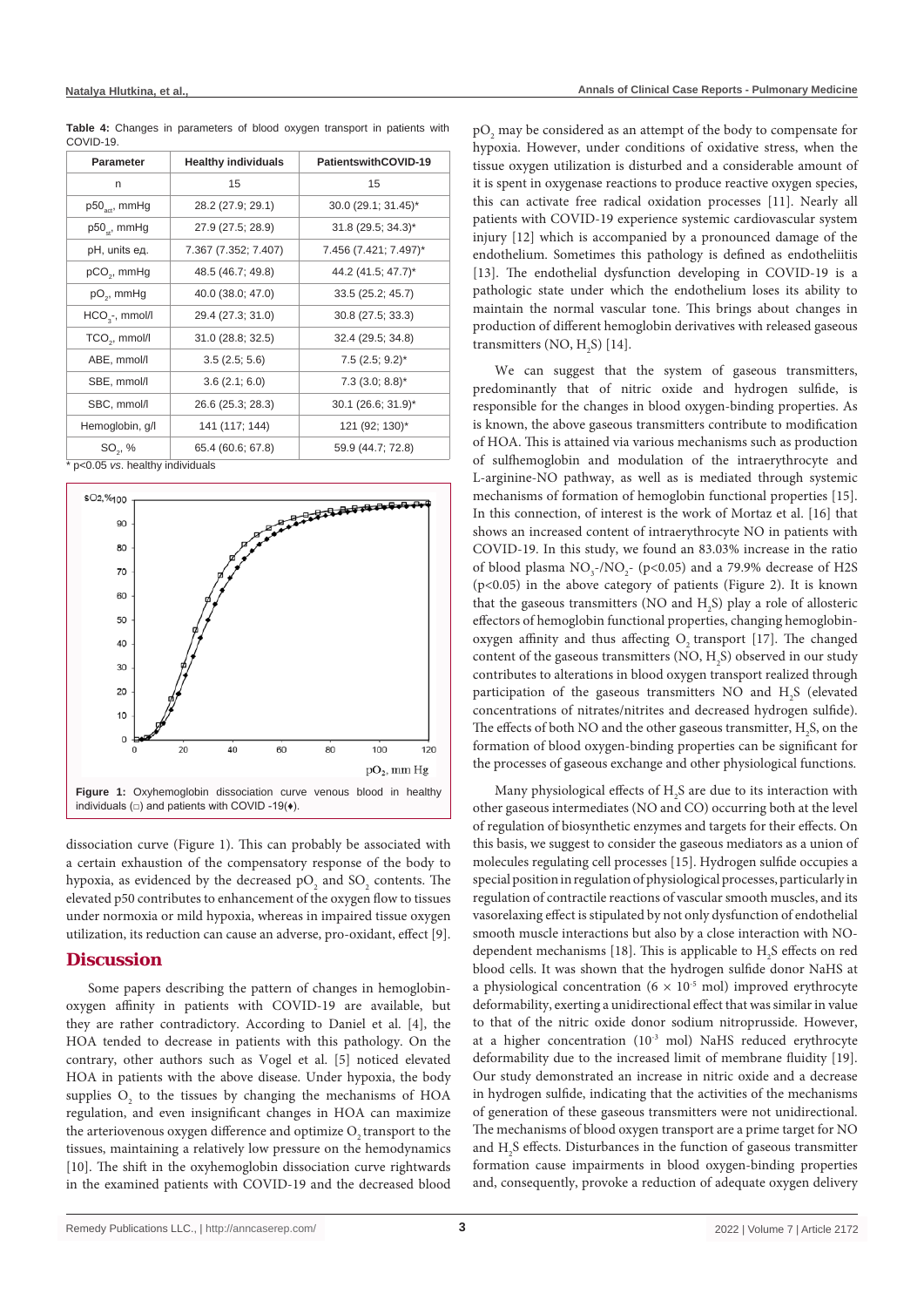**Table 4:** Changes in parameters of blood oxygen transport in patients with COVID-19.

| Parameter | Healthy individuals | PatientswithCOVID-19 |
|---|---|---|
| n | 15 | 15 |
| $p50_{act}$, mmHg | 28.2 (27.9; 29.1) | 30.0 (29.1; 31.45)* |
| $p50_{st}$, mmHg | 27.9 (27.5; 28.9) | 31.8 (29.5; 34.3)* |
| pH, units ед. | 7.367 (7.352; 7.407) | 7.456 (7.421; 7.497)* |
| $pCO_2$, mmHg | 48.5 (46.7; 49.8) | 44.2 (41.5; 47.7)* |
| $pO_2$, mmHg | 40.0 (38.0; 47.0) | 33.5 (25.2; 45.7) |
| $HCO_3^-$, mmol/l | 29.4 (27.3; 31.0) | 30.8 (27.5; 33.3) |
| $TCO_2$, mmol/l | 31.0 (28.8; 32.5) | 32.4 (29.5; 34.8) |
| ABE, mmol/l | 3.5 (2.5; 5.6) | 7.5 (2.5; 9.2)* |
| SBE, mmol/l | 3.6 (2.1; 6.0) | 7.3 (3.0; 8.8)* |
| SBC, mmol/l | 26.6 (25.3; 28.3) | 30.1 (26.6; 31.9)* |
| Hemoglobin, g/l | 141 (117; 144) | 121 (92; 130)* |
| $SO_2$, % | 65.4 (60.6; 67.8) | 59.9 (44.7; 72.8) |

* p<0.05 *vs*. healthy individuals

**Figure 1:** Oxyhemoglobin dissociation curve venous blood in healthy individuals (□) and patients with COVID -19(♦).

dissociation curve (Figure 1). This can probably be associated with a certain exhaustion of the compensatory response of the body to hypoxia, as evidenced by the decreased $pO_2$ and $SO_2$ contents. The elevated p50 contributes to enhancement of the oxygen flow to tissues under normoxia or mild hypoxia, whereas in impaired tissue oxygen utilization, its reduction can cause an adverse, pro-oxidant, effect [9].

## Discussion

Some papers describing the pattern of changes in hemoglobin-oxygen affinity in patients with COVID-19 are available, but they are rather contradictory. According to Daniel et al. [4], the HOA tended to decrease in patients with this pathology. On the contrary, other authors such as Vogel et al. [5] noticed elevated HOA in patients with the above disease. Under hypoxia, the body supplies $O_2$ to the tissues by changing the mechanisms of HOA regulation, and even insignificant changes in HOA can maximize the arteriovenous oxygen difference and optimize $O_2$ transport to the tissues, maintaining a relatively low pressure on the hemodynamics [10]. The shift in the oxyhemoglobin dissociation curve rightwards in the examined patients with COVID-19 and the decreased blood $pO_2$ may be considered as an attempt of the body to compensate for hypoxia. However, under conditions of oxidative stress, when the tissue oxygen utilization is disturbed and a considerable amount of it is spent in oxygenase reactions to produce reactive oxygen species, this can activate free radical oxidation processes [11]. Nearly all patients with COVID-19 experience systemic cardiovascular system injury [12] which is accompanied by a pronounced damage of the endothelium. Sometimes this pathology is defined as endotheliitis [13]. The endothelial dysfunction developing in COVID-19 is a pathologic state under which the endothelium loses its ability to maintain the normal vascular tone. This brings about changes in production of different hemoglobin derivatives with released gaseous transmitters (NO, $H_2S$) [14].

We can suggest that the system of gaseous transmitters, predominantly that of nitric oxide and hydrogen sulfide, is responsible for the changes in blood oxygen-binding properties. As is known, the above gaseous transmitters contribute to modification of HOA. This is attained via various mechanisms such as production of sulfhemoglobin and modulation of the intraerythrocyte and L-arginine-NO pathway, as well as is mediated through systemic mechanisms of formation of hemoglobin functional properties [15]. In this connection, of interest is the work of Mortaz et al. [16] that shows an increased content of intraerythrocyte NO in patients with COVID-19. In this study, we found an 83.03% increase in the ratio of blood plasma $NO_3^-/NO_2^-$ (p<0.05) and a 79.9% decrease of H2S (p<0.05) in the above category of patients (Figure 2). It is known that the gaseous transmitters (NO and $H_2S$) play a role of allosteric effectors of hemoglobin functional properties, changing hemoglobin-oxygen affinity and thus affecting $O_2$ transport [17]. The changed content of the gaseous transmitters (NO, $H_2S$) observed in our study contributes to alterations in blood oxygen transport realized through participation of the gaseous transmitters NO and $H_2S$ (elevated concentrations of nitrates/nitrites and decreased hydrogen sulfide). The effects of both NO and the other gaseous transmitter, $H_2S$, on the formation of blood oxygen-binding properties can be significant for the processes of gaseous exchange and other physiological functions.

Many physiological effects of $H_2S$ are due to its interaction with other gaseous intermediates (NO and CO) occurring both at the level of regulation of biosynthetic enzymes and targets for their effects. On this basis, we suggest to consider the gaseous mediators as a union of molecules regulating cell processes [15]. Hydrogen sulfide occupies a special position in regulation of physiological processes, particularly in regulation of contractile reactions of vascular smooth muscles, and its vasorelaxing effect is stipulated by not only dysfunction of endothelial smooth muscle interactions but also by a close interaction with NO-dependent mechanisms [18]. This is applicable to $H_2S$ effects on red blood cells. It was shown that the hydrogen sulfide donor NaHS at a physiological concentration ($6 \times 10^{-5}$ mol) improved erythrocyte deformability, exerting a unidirectional effect that was similar in value to that of the nitric oxide donor sodium nitroprusside. However, at a higher concentration ($10^{-3}$ mol) NaHS reduced erythrocyte deformability due to the increased limit of membrane fluidity [19]. Our study demonstrated an increase in nitric oxide and a decrease in hydrogen sulfide, indicating that the activities of the mechanisms of generation of these gaseous transmitters were not unidirectional. The mechanisms of blood oxygen transport are a prime target for NO and $H_2S$ effects. Disturbances in the function of gaseous transmitter formation cause impairments in blood oxygen-binding properties and, consequently, provoke a reduction of adequate oxygen delivery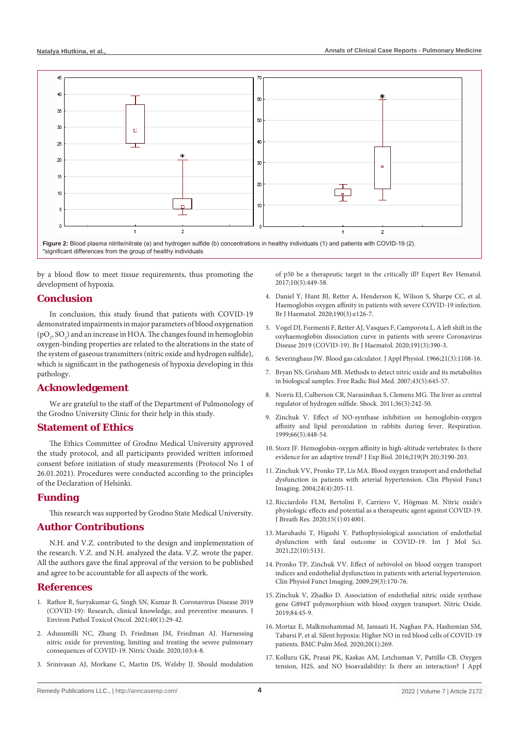Figure 2: Blood plasma nitrite/nitrate (a) and hydrogen sulfide (b) concentrations in healthy individuals (1) and patients with COVID-19 (2).
*significant differences from the group of healthy individuals

by a blood flow to meet tissue requirements, thus promoting the development of hypoxia.

## Conclusion

In conclusion, this study found that patients with COVID-19 demonstrated impairments in major parameters of blood oxygenation ($pO_2$, $SO_2$) and an increase in HOA. The changes found in hemoglobin oxygen-binding properties are related to the alterations in the state of the system of gaseous transmitters (nitric oxide and hydrogen sulfide), which is significant in the pathogenesis of hypoxia developing in this pathology.

## Acknowledgement

We are grateful to the staff of the Department of Pulmonology of the Grodno University Clinic for their help in this study.

## Statement of Ethics

The Ethics Committee of Grodno Medical University approved the study protocol, and all participants provided written informed consent before initiation of study measurements (Protocol No 1 of 26.01.2021). Procedures were conducted according to the principles of the Declaration of Helsinki.

## Funding

This research was supported by Grodno State Medical University.

## Author Contributions

N.H. and V.Z. contributed to the design and implementation of the research. V.Z. and N.H. analyzed the data. V.Z. wrote the paper. All the authors gave the final approval of the version to be published and agree to be accountable for all aspects of the work.

## References

1. Rathor R, Suryakumar G, Singh SN, Kumar B. Coronavirus Disease 2019 (COVID-19): Research, clinical knowledge, and preventive measures. J Environ Pathol Toxicol Oncol. 2021;40(1):29-42.
2. Adusumilli NC, Zhang D, Friedman JM, Friedman AJ. Harnessing nitric oxide for preventing, limiting and treating the severe pulmonary consequences of COVID-19. Nitric Oxide. 2020;103:4-8.
3. Srinivasan AJ, Morkane C, Martin DS, Welsby IJ. Should modulation of p50 be a therapeutic target in the critically ill? Expert Rev Hematol. 2017;10(5):449-58.
4. Daniel Y, Hunt BJ, Retter A, Henderson K, Wilson S, Sharpe CC, et al. Haemoglobin oxygen affinity in patients with severe COVID-19 infection. Br J Haematol. 2020;190(3):e126-7.
5. Vogel DJ, Formenti F, Retter AJ, Vasques F, Camporota L. A left shift in the oxyhaemoglobin dissociation curve in patients with severe Coronavirus Disease 2019 (COVID-19). Br J Haematol. 2020;191(3):390-3.
6. Severinghaus JW. Blood gas calculator. J Appl Physiol. 1966;21(3):1108-16.
7. Bryan NS, Grisham MB. Methods to detect nitric oxide and its metabolites in biological samples. Free Radic Biol Med. 2007;43(5):645-57.
8. Norris EJ, Culberson CR, Narasimhan S, Clemens MG. The liver as central regulator of hydrogen sulfide. Shock. 2011;36(3):242-50.
9. Zinchuk V. Effect of NO-synthase inhibition on hemoglobin-oxygen affinity and lipid peroxidation in rabbits during fever. Respiration. 1999;66(5):448-54.
10. Storz JF. Hemoglobin-oxygen affinity in high-altitude vertebrates: Is there evidence for an adaptive trend? J Exp Biol. 2016;219(Pt 20):3190-203.
11. Zinchuk VV, Pronko TP, Lis MA. Blood oxygen transport and endothelial dysfunction in patients with arterial hypertension. Clin Physiol Funct Imaging. 2004;24(4):205-11.
12. Ricciardolo FLM, Bertolini F, Carriero V, Högman M. Nitric oxide's physiologic effects and potential as a therapeutic agent against COVID-19. J Breath Res. 2020;15(1):014001.
13. Maruhashi T, Higashi Y. Pathophysiological association of endothelial dysfunction with fatal outcome in COVID-19. Int J Mol Sci. 2021;22(10):5131.
14. Pronko TP, Zinchuk VV. Effect of nebivolol on blood oxygen transport indices and endothelial dysfunction in patients with arterial hypertension. Clin Physiol Funct Imaging. 2009;29(3):170-76.
15. Zinchuk V, Zhadko D. Association of endothelial nitric oxide synthase gene G894T polymorphism with blood oxygen transport. Nitric Oxide. 2019;84:45-9.
16. Mortaz E, Malkmohammad M, Jamaati H, Naghan PA, Hashemian SM, Tabarsi P, et al. Silent hypoxia: Higher NO in red blood cells of COVID-19 patients. BMC Pulm Med. 2020;20(1):269.
17. Kolluru GK, Prasai PK, Kaskas AM, Letchuman V, Pattillo CB. Oxygen tension, H2S, and NO bioavailability: Is there an interaction? J Appl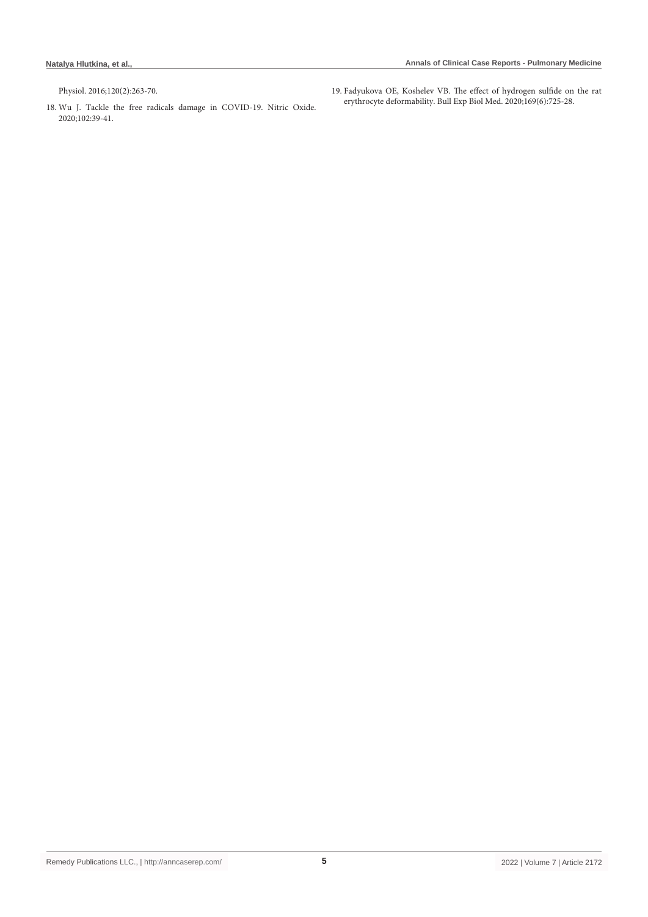Physiol. 2016;120(2):263-70.

18. Wu J. Tackle the free radicals damage in COVID-19. Nitric Oxide. 2020;102:39-41.

19. Fadyukova OE, Koshelev VB. The effect of hydrogen sulfide on the rat erythrocyte deformability. Bull Exp Biol Med. 2020;169(6):725-28.